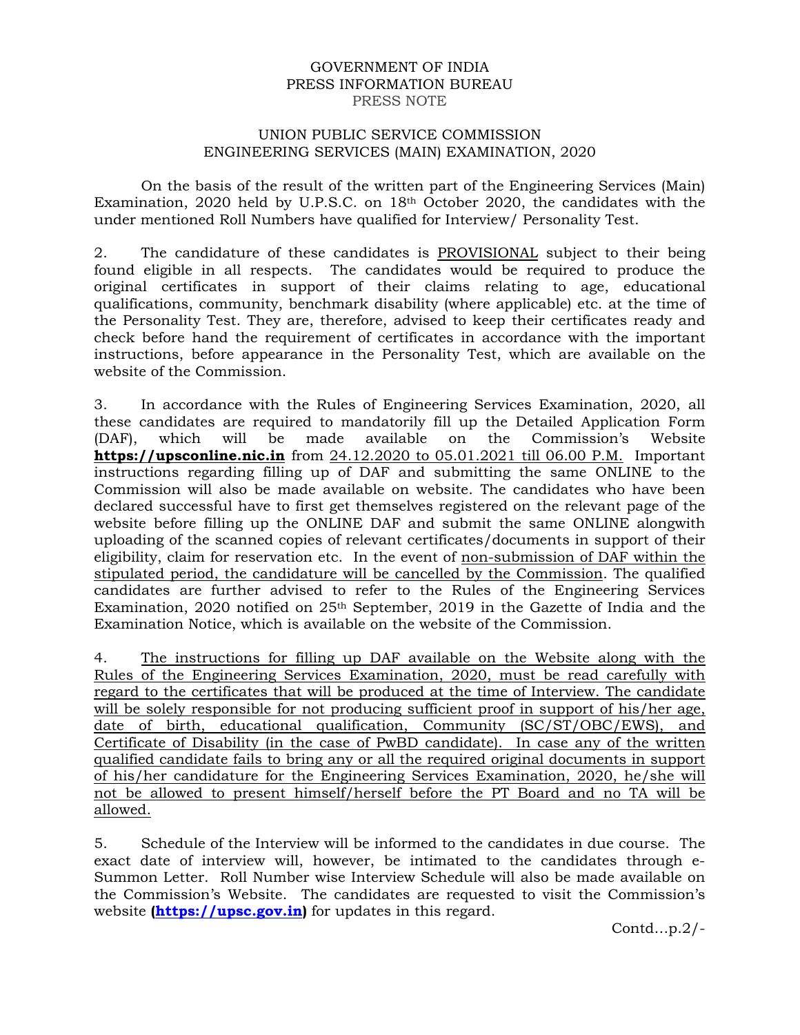GOVERNMENT OF INDIA
PRESS INFORMATION BUREAU
PRESS NOTE

UNION PUBLIC SERVICE COMMISSION
ENGINEERING SERVICES (MAIN) EXAMINATION, 2020

On the basis of the result of the written part of the Engineering Services (Main) Examination, 2020 held by U.P.S.C. on 18th October 2020, the candidates with the under mentioned Roll Numbers have qualified for Interview/ Personality Test.

2. The candidature of these candidates is PROVISIONAL subject to their being found eligible in all respects. The candidates would be required to produce the original certificates in support of their claims relating to age, educational qualifications, community, benchmark disability (where applicable) etc. at the time of the Personality Test. They are, therefore, advised to keep their certificates ready and check before hand the requirement of certificates in accordance with the important instructions, before appearance in the Personality Test, which are available on the website of the Commission.

3. In accordance with the Rules of Engineering Services Examination, 2020, all these candidates are required to mandatorily fill up the Detailed Application Form (DAF), which will be made available on the Commission's Website **https://upsconline.nic.in** from 24.12.2020 to 05.01.2021 till 06.00 P.M. Important instructions regarding filling up of DAF and submitting the same ONLINE to the Commission will also be made available on website. The candidates who have been declared successful have to first get themselves registered on the relevant page of the website before filling up the ONLINE DAF and submit the same ONLINE alongwith uploading of the scanned copies of relevant certificates/documents in support of their eligibility, claim for reservation etc. In the event of non-submission of DAF within the stipulated period, the candidature will be cancelled by the Commission. The qualified candidates are further advised to refer to the Rules of the Engineering Services Examination, 2020 notified on 25th September, 2019 in the Gazette of India and the Examination Notice, which is available on the website of the Commission.

4. The instructions for filling up DAF available on the Website along with the Rules of the Engineering Services Examination, 2020, must be read carefully with regard to the certificates that will be produced at the time of Interview. The candidate will be solely responsible for not producing sufficient proof in support of his/her age, date of birth, educational qualification, Community (SC/ST/OBC/EWS), and Certificate of Disability (in the case of PwBD candidate). In case any of the written qualified candidate fails to bring any or all the required original documents in support of his/her candidature for the Engineering Services Examination, 2020, he/she will not be allowed to present himself/herself before the PT Board and no TA will be allowed.

5. Schedule of the Interview will be informed to the candidates in due course. The exact date of interview will, however, be intimated to the candidates through e-Summon Letter. Roll Number wise Interview Schedule will also be made available on the Commission's Website. The candidates are requested to visit the Commission's website **(https://upsc.gov.in)** for updates in this regard.

Contd…p.2/-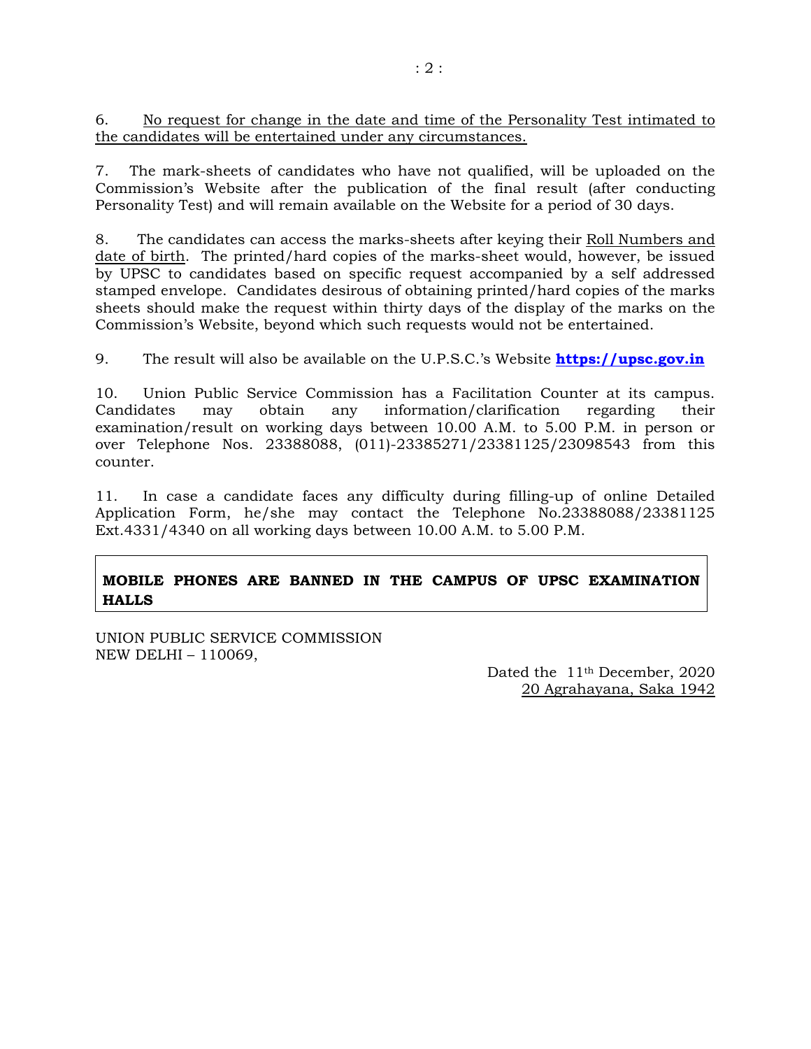6. No request for change in the date and time of the Personality Test intimated to the candidates will be entertained under any circumstances.

7. The mark-sheets of candidates who have not qualified, will be uploaded on the Commission's Website after the publication of the final result (after conducting Personality Test) and will remain available on the Website for a period of 30 days.

8. The candidates can access the marks-sheets after keying their Roll Numbers and date of birth. The printed/hard copies of the marks-sheet would, however, be issued by UPSC to candidates based on specific request accompanied by a self addressed stamped envelope. Candidates desirous of obtaining printed/hard copies of the marks sheets should make the request within thirty days of the display of the marks on the Commission's Website, beyond which such requests would not be entertained.

9. The result will also be available on the U.P.S.C.'s Website **https://upsc.gov.in**

10. Union Public Service Commission has a Facilitation Counter at its campus. Candidates may obtain any information/clarification regarding their examination/result on working days between 10.00 A.M. to 5.00 P.M. in person or over Telephone Nos. 23388088, (011)-23385271/23381125/23098543 from this counter.

11. In case a candidate faces any difficulty during filling-up of online Detailed Application Form, he/she may contact the Telephone No.23388088/23381125 Ext.4331/4340 on all working days between 10.00 A.M. to 5.00 P.M.

**MOBILE PHONES ARE BANNED IN THE CAMPUS OF UPSC EXAMINATION HALLS**

UNION PUBLIC SERVICE COMMISSION
NEW DELHI – 110069,

Dated the 11th December, 2020
20 Agrahayana, Saka 1942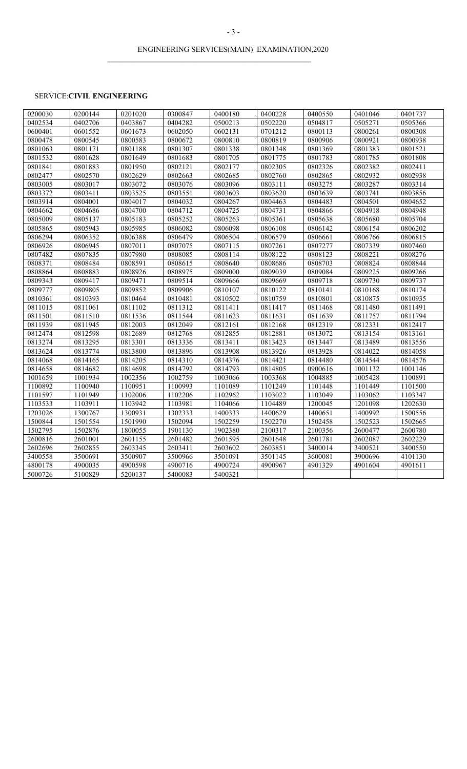ENGINEERING SERVICES(MAIN) EXAMINATION,2020

SERVICE:**CIVIL ENGINEERING**

| | | | | | | | | |
|---|---|---|---|---|---|---|---|---|
| 0200030 | 0200144 | 0201020 | 0300847 | 0400180 | 0400228 | 0400550 | 0401046 | 0401737 |
| 0402534 | 0402706 | 0403867 | 0404282 | 0500213 | 0502220 | 0504817 | 0505271 | 0505366 |
| 0600401 | 0601552 | 0601673 | 0602050 | 0602131 | 0701212 | 0800113 | 0800261 | 0800308 |
| 0800478 | 0800545 | 0800583 | 0800672 | 0800810 | 0800819 | 0800906 | 0800921 | 0800938 |
| 0801063 | 0801171 | 0801188 | 0801307 | 0801338 | 0801348 | 0801369 | 0801383 | 0801521 |
| 0801532 | 0801628 | 0801649 | 0801683 | 0801705 | 0801775 | 0801783 | 0801785 | 0801808 |
| 0801841 | 0801883 | 0801950 | 0802121 | 0802177 | 0802305 | 0802326 | 0802382 | 0802411 |
| 0802477 | 0802570 | 0802629 | 0802663 | 0802685 | 0802760 | 0802865 | 0802932 | 0802938 |
| 0803005 | 0803017 | 0803072 | 0803076 | 0803096 | 0803111 | 0803275 | 0803287 | 0803314 |
| 0803372 | 0803411 | 0803525 | 0803551 | 0803603 | 0803620 | 0803639 | 0803741 | 0803856 |
| 0803914 | 0804001 | 0804017 | 0804032 | 0804267 | 0804463 | 0804483 | 0804501 | 0804652 |
| 0804662 | 0804686 | 0804700 | 0804712 | 0804725 | 0804731 | 0804866 | 0804918 | 0804948 |
| 0805009 | 0805137 | 0805183 | 0805252 | 0805263 | 0805361 | 0805638 | 0805680 | 0805704 |
| 0805865 | 0805943 | 0805985 | 0806082 | 0806098 | 0806108 | 0806142 | 0806154 | 0806202 |
| 0806294 | 0806352 | 0806388 | 0806479 | 0806504 | 0806579 | 0806661 | 0806766 | 0806815 |
| 0806926 | 0806945 | 0807011 | 0807075 | 0807115 | 0807261 | 0807277 | 0807339 | 0807460 |
| 0807482 | 0807835 | 0807980 | 0808085 | 0808114 | 0808122 | 0808123 | 0808221 | 0808276 |
| 0808371 | 0808484 | 0808591 | 0808615 | 0808640 | 0808686 | 0808703 | 0808824 | 0808844 |
| 0808864 | 0808883 | 0808926 | 0808975 | 0809000 | 0809039 | 0809084 | 0809225 | 0809266 |
| 0809343 | 0809417 | 0809471 | 0809514 | 0809666 | 0809669 | 0809718 | 0809730 | 0809737 |
| 0809777 | 0809805 | 0809852 | 0809906 | 0810107 | 0810122 | 0810141 | 0810168 | 0810174 |
| 0810361 | 0810393 | 0810464 | 0810481 | 0810502 | 0810759 | 0810801 | 0810875 | 0810935 |
| 0811015 | 0811061 | 0811102 | 0811312 | 0811411 | 0811417 | 0811468 | 0811480 | 0811491 |
| 0811501 | 0811510 | 0811536 | 0811544 | 0811623 | 0811631 | 0811639 | 0811757 | 0811794 |
| 0811939 | 0811945 | 0812003 | 0812049 | 0812161 | 0812168 | 0812319 | 0812331 | 0812417 |
| 0812474 | 0812598 | 0812689 | 0812768 | 0812855 | 0812881 | 0813072 | 0813154 | 0813161 |
| 0813274 | 0813295 | 0813301 | 0813336 | 0813411 | 0813423 | 0813447 | 0813489 | 0813556 |
| 0813624 | 0813774 | 0813800 | 0813896 | 0813908 | 0813926 | 0813928 | 0814022 | 0814058 |
| 0814068 | 0814165 | 0814205 | 0814310 | 0814376 | 0814421 | 0814480 | 0814544 | 0814576 |
| 0814658 | 0814682 | 0814698 | 0814792 | 0814793 | 0814805 | 0900616 | 1001132 | 1001146 |
| 1001659 | 1001934 | 1002356 | 1002759 | 1003066 | 1003368 | 1004885 | 1005428 | 1100891 |
| 1100892 | 1100940 | 1100951 | 1100993 | 1101089 | 1101249 | 1101448 | 1101449 | 1101500 |
| 1101597 | 1101949 | 1102006 | 1102206 | 1102962 | 1103022 | 1103049 | 1103062 | 1103347 |
| 1103533 | 1103911 | 1103942 | 1103981 | 1104066 | 1104489 | 1200045 | 1201098 | 1202630 |
| 1203026 | 1300767 | 1300931 | 1302333 | 1400333 | 1400629 | 1400651 | 1400992 | 1500556 |
| 1500844 | 1501554 | 1501990 | 1502094 | 1502259 | 1502270 | 1502458 | 1502523 | 1502665 |
| 1502795 | 1502876 | 1800055 | 1901130 | 1902380 | 2100317 | 2100356 | 2600477 | 2600780 |
| 2600816 | 2601001 | 2601155 | 2601482 | 2601595 | 2601648 | 2601781 | 2602087 | 2602229 |
| 2602696 | 2602855 | 2603345 | 2603411 | 2603602 | 2603851 | 3400014 | 3400521 | 3400550 |
| 3400558 | 3500691 | 3500907 | 3500966 | 3501091 | 3501145 | 3600081 | 3900696 | 4101130 |
| 4800178 | 4900035 | 4900598 | 4900716 | 4900724 | 4900967 | 4901329 | 4901604 | 4901611 |
| 5000726 | 5100829 | 5200137 | 5400083 | 5400321 | | | | |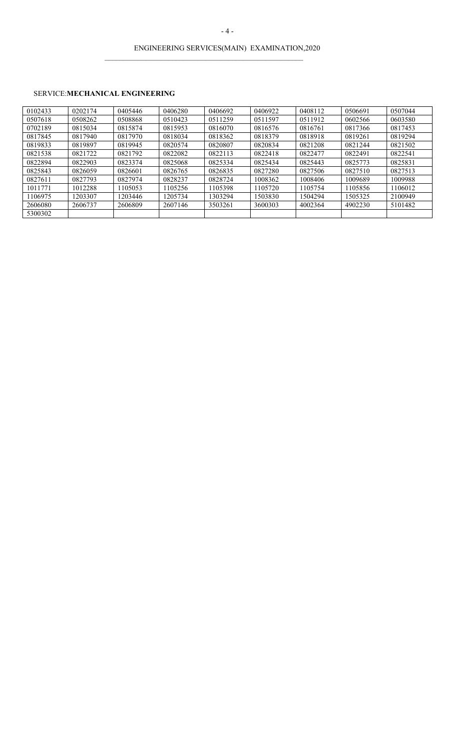ENGINEERING SERVICES(MAIN) EXAMINATION,2020

SERVICE:**MECHANICAL ENGINEERING**

| | | | | | | | | |
|---|---|---|---|---|---|---|---|---|
| 0102433 | 0202174 | 0405446 | 0406280 | 0406692 | 0406922 | 0408112 | 0506691 | 0507044 |
| 0507618 | 0508262 | 0508868 | 0510423 | 0511259 | 0511597 | 0511912 | 0602566 | 0603580 |
| 0702189 | 0815034 | 0815874 | 0815953 | 0816070 | 0816576 | 0816761 | 0817366 | 0817453 |
| 0817845 | 0817940 | 0817970 | 0818034 | 0818362 | 0818379 | 0818918 | 0819261 | 0819294 |
| 0819833 | 0819897 | 0819945 | 0820574 | 0820807 | 0820834 | 0821208 | 0821244 | 0821502 |
| 0821538 | 0821722 | 0821792 | 0822082 | 0822113 | 0822418 | 0822477 | 0822491 | 0822541 |
| 0822894 | 0822903 | 0823374 | 0825068 | 0825334 | 0825434 | 0825443 | 0825773 | 0825831 |
| 0825843 | 0826059 | 0826601 | 0826765 | 0826835 | 0827280 | 0827506 | 0827510 | 0827513 |
| 0827611 | 0827793 | 0827974 | 0828237 | 0828724 | 1008362 | 1008406 | 1009689 | 1009988 |
| 1011771 | 1012288 | 1105053 | 1105256 | 1105398 | 1105720 | 1105754 | 1105856 | 1106012 |
| 1106975 | 1203307 | 1203446 | 1205734 | 1303294 | 1503830 | 1504294 | 1505325 | 2100949 |
| 2606080 | 2606737 | 2606809 | 2607146 | 3503261 | 3600303 | 4002364 | 4902230 | 5101482 |
| 5300302 | | | | | | | | |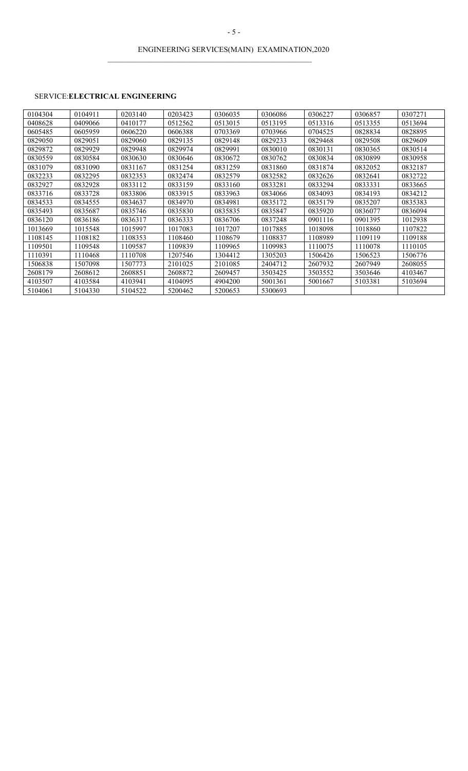## ENGINEERING SERVICES(MAIN) EXAMINATION,2020

SERVICE:**ELECTRICAL ENGINEERING**

| | | | | | | | | |
|---|---|---|---|---|---|---|---|---|
| 0104304 | 0104911 | 0203140 | 0203423 | 0306035 | 0306086 | 0306227 | 0306857 | 0307271 |
| 0408628 | 0409066 | 0410177 | 0512562 | 0513015 | 0513195 | 0513316 | 0513355 | 0513694 |
| 0605485 | 0605959 | 0606220 | 0606388 | 0703369 | 0703966 | 0704525 | 0828834 | 0828895 |
| 0829050 | 0829051 | 0829060 | 0829135 | 0829148 | 0829233 | 0829468 | 0829508 | 0829609 |
| 0829872 | 0829929 | 0829948 | 0829974 | 0829991 | 0830010 | 0830131 | 0830365 | 0830514 |
| 0830559 | 0830584 | 0830630 | 0830646 | 0830672 | 0830762 | 0830834 | 0830899 | 0830958 |
| 0831079 | 0831090 | 0831167 | 0831254 | 0831259 | 0831860 | 0831874 | 0832052 | 0832187 |
| 0832233 | 0832295 | 0832353 | 0832474 | 0832579 | 0832582 | 0832626 | 0832641 | 0832722 |
| 0832927 | 0832928 | 0833112 | 0833159 | 0833160 | 0833281 | 0833294 | 0833331 | 0833665 |
| 0833716 | 0833728 | 0833806 | 0833915 | 0833963 | 0834066 | 0834093 | 0834193 | 0834212 |
| 0834533 | 0834555 | 0834637 | 0834970 | 0834981 | 0835172 | 0835179 | 0835207 | 0835383 |
| 0835493 | 0835687 | 0835746 | 0835830 | 0835835 | 0835847 | 0835920 | 0836077 | 0836094 |
| 0836120 | 0836186 | 0836317 | 0836333 | 0836706 | 0837248 | 0901116 | 0901395 | 1012938 |
| 1013669 | 1015548 | 1015997 | 1017083 | 1017207 | 1017885 | 1018098 | 1018860 | 1107822 |
| 1108145 | 1108182 | 1108353 | 1108460 | 1108679 | 1108837 | 1108989 | 1109119 | 1109188 |
| 1109501 | 1109548 | 1109587 | 1109839 | 1109965 | 1109983 | 1110075 | 1110078 | 1110105 |
| 1110391 | 1110468 | 1110708 | 1207546 | 1304412 | 1305203 | 1506426 | 1506523 | 1506776 |
| 1506838 | 1507098 | 1507773 | 2101025 | 2101085 | 2404712 | 2607932 | 2607949 | 2608055 |
| 2608179 | 2608612 | 2608851 | 2608872 | 2609457 | 3503425 | 3503552 | 3503646 | 4103467 |
| 4103507 | 4103584 | 4103941 | 4104095 | 4904200 | 5001361 | 5001667 | 5103381 | 5103694 |
| 5104061 | 5104330 | 5104522 | 5200462 | 5200653 | 5300693 | | | |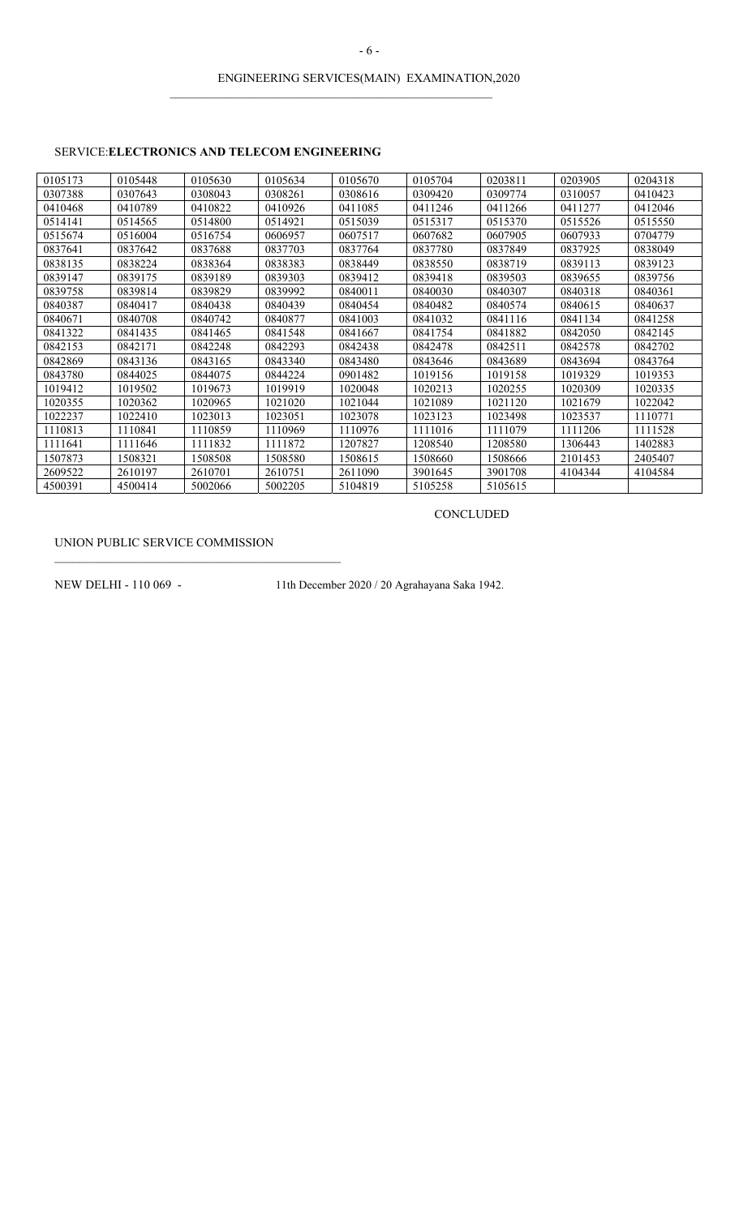ENGINEERING SERVICES(MAIN) EXAMINATION,2020

SERVICE:**ELECTRONICS AND TELECOM ENGINEERING**

| | | | | | | | | |
|---|---|---|---|---|---|---|---|---|
| 0105173 | 0105448 | 0105630 | 0105634 | 0105670 | 0105704 | 0203811 | 0203905 | 0204318 |
| 0307388 | 0307643 | 0308043 | 0308261 | 0308616 | 0309420 | 0309774 | 0310057 | 0410423 |
| 0410468 | 0410789 | 0410822 | 0410926 | 0411085 | 0411246 | 0411266 | 0411277 | 0412046 |
| 0514141 | 0514565 | 0514800 | 0514921 | 0515039 | 0515317 | 0515370 | 0515526 | 0515550 |
| 0515674 | 0516004 | 0516754 | 0606957 | 0607517 | 0607682 | 0607905 | 0607933 | 0704779 |
| 0837641 | 0837642 | 0837688 | 0837703 | 0837764 | 0837780 | 0837849 | 0837925 | 0838049 |
| 0838135 | 0838224 | 0838364 | 0838383 | 0838449 | 0838550 | 0838719 | 0839113 | 0839123 |
| 0839147 | 0839175 | 0839189 | 0839303 | 0839412 | 0839418 | 0839503 | 0839655 | 0839756 |
| 0839758 | 0839814 | 0839829 | 0839992 | 0840011 | 0840030 | 0840307 | 0840318 | 0840361 |
| 0840387 | 0840417 | 0840438 | 0840439 | 0840454 | 0840482 | 0840574 | 0840615 | 0840637 |
| 0840671 | 0840708 | 0840742 | 0840877 | 0841003 | 0841032 | 0841116 | 0841134 | 0841258 |
| 0841322 | 0841435 | 0841465 | 0841548 | 0841667 | 0841754 | 0841882 | 0842050 | 0842145 |
| 0842153 | 0842171 | 0842248 | 0842293 | 0842438 | 0842478 | 0842511 | 0842578 | 0842702 |
| 0842869 | 0843136 | 0843165 | 0843340 | 0843480 | 0843646 | 0843689 | 0843694 | 0843764 |
| 0843780 | 0844025 | 0844075 | 0844224 | 0901482 | 1019156 | 1019158 | 1019329 | 1019353 |
| 1019412 | 1019502 | 1019673 | 1019919 | 1020048 | 1020213 | 1020255 | 1020309 | 1020335 |
| 1020355 | 1020362 | 1020965 | 1021020 | 1021044 | 1021089 | 1021120 | 1021679 | 1022042 |
| 1022237 | 1022410 | 1023013 | 1023051 | 1023078 | 1023123 | 1023498 | 1023537 | 1110771 |
| 1110813 | 1110841 | 1110859 | 1110969 | 1110976 | 1111016 | 1111079 | 1111206 | 1111528 |
| 1111641 | 1111646 | 1111832 | 1111872 | 1207827 | 1208540 | 1208580 | 1306443 | 1402883 |
| 1507873 | 1508321 | 1508508 | 1508580 | 1508615 | 1508660 | 1508666 | 2101453 | 2405407 |
| 2609522 | 2610197 | 2610701 | 2610751 | 2611090 | 3901645 | 3901708 | 4104344 | 4104584 |
| 4500391 | 4500414 | 5002066 | 5002205 | 5104819 | 5105258 | 5105615 | | |

CONCLUDED

UNION PUBLIC SERVICE COMMISSION

NEW DELHI - 110 069 - 11th December 2020 / 20 Agrahayana Saka 1942.